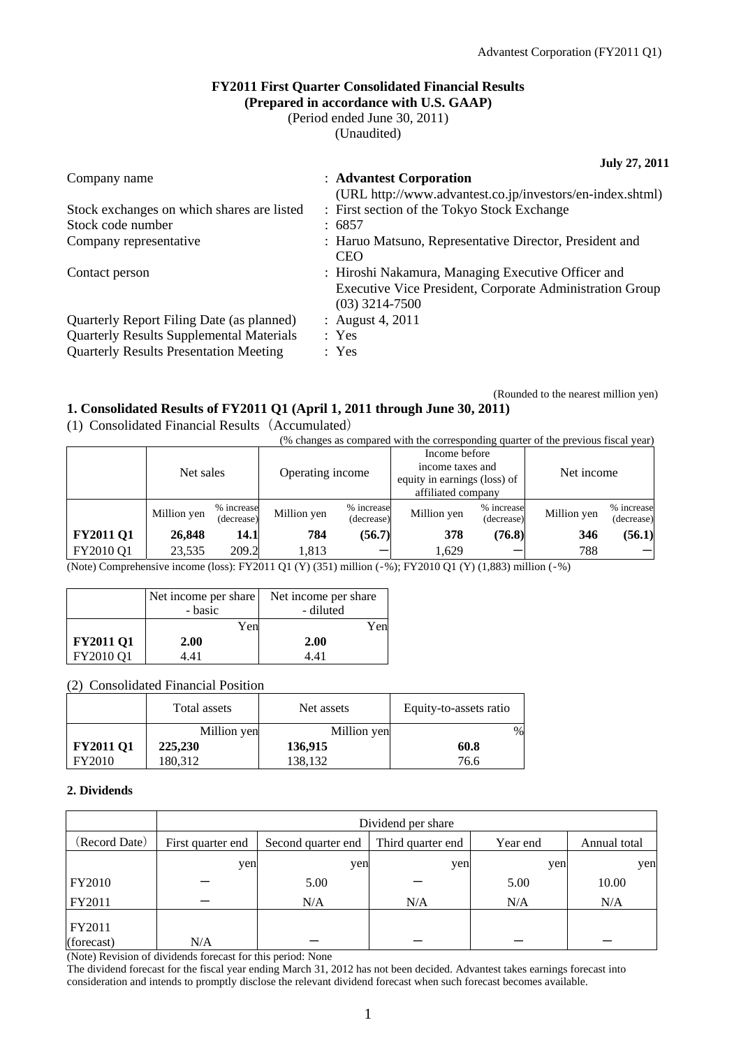# FY2011 First Quarter Consolidated Financial Results
## (Prepared in accordance with U.S. GAAP)
(Period ended June 30, 2011)
(Unaudited)

**July 27, 2011**

| | |
|---|---|
| Company name | : **Advantest Corporation** (URL http://www.advantest.co.jp/investors/en-index.shtml) |
| Stock exchanges on which shares are listed | : First section of the Tokyo Stock Exchange |
| Stock code number | : 6857 |
| Company representative | : Haruo Matsuno, Representative Director, President and CEO |
| Contact person | : Hiroshi Nakamura, Managing Executive Officer and Executive Vice President, Corporate Administration Group (03) 3214-7500 |
| Quarterly Report Filing Date (as planned) | : August 4, 2011 |
| Quarterly Results Supplemental Materials | : Yes |
| Quarterly Results Presentation Meeting | : Yes |

(Rounded to the nearest million yen)

### 1. Consolidated Results of FY2011 Q1 (April 1, 2011 through June 30, 2011)

(1) Consolidated Financial Results（Accumulated）

(% changes as compared with the corresponding quarter of the previous fiscal year)

| | Net sales | | Operating income | | Income before income taxes and equity in earnings (loss) of affiliated company | | Net income | |
|---|---|---|---|---|---|---|---|---|
| | Million yen | % increase (decrease) | Million yen | % increase (decrease) | Million yen | % increase (decrease) | Million yen | % increase (decrease) |
| **FY2011 Q1** | **26,848** | **14.1** | **784** | **(56.7)** | **378** | **(76.8)** | **346** | **(56.1)** |
| FY2010 Q1 | 23,535 | 209.2 | 1,813 | － | 1,629 | － | 788 | － |

(Note) Comprehensive income (loss): FY2011 Q1 (Y) (351) million (-%); FY2010 Q1 (Y) (1,883) million (-%)

| | Net income per share - basic | Net income per share - diluted |
|---|---|---|
| | Yen | Yen |
| **FY2011 Q1** | **2.00** | **2.00** |
| FY2010 Q1 | 4.41 | 4.41 |

(2) Consolidated Financial Position

| | Total assets | Net assets | Equity-to-assets ratio |
|---|---|---|---|
| | Million yen | Million yen | % |
| **FY2011 Q1** | **225,230** | **136,915** | **60.8** |
| FY2010 | 180,312 | 138,132 | 76.6 |

### 2. Dividends

| | Dividend per share | | | | |
|---|---|---|---|---|---|
| (Record Date) | First quarter end | Second quarter end | Third quarter end | Year end | Annual total |
| | yen | yen | yen | yen | yen |
| FY2010 | － | 5.00 | － | 5.00 | 10.00 |
| FY2011 | － | N/A | N/A | N/A | N/A |
| FY2011 (forecast) | N/A | － | － | － | － |

(Note) Revision of dividends forecast for this period: None

The dividend forecast for the fiscal year ending March 31, 2012 has not been decided. Advantest takes earnings forecast into consideration and intends to promptly disclose the relevant dividend forecast when such forecast becomes available.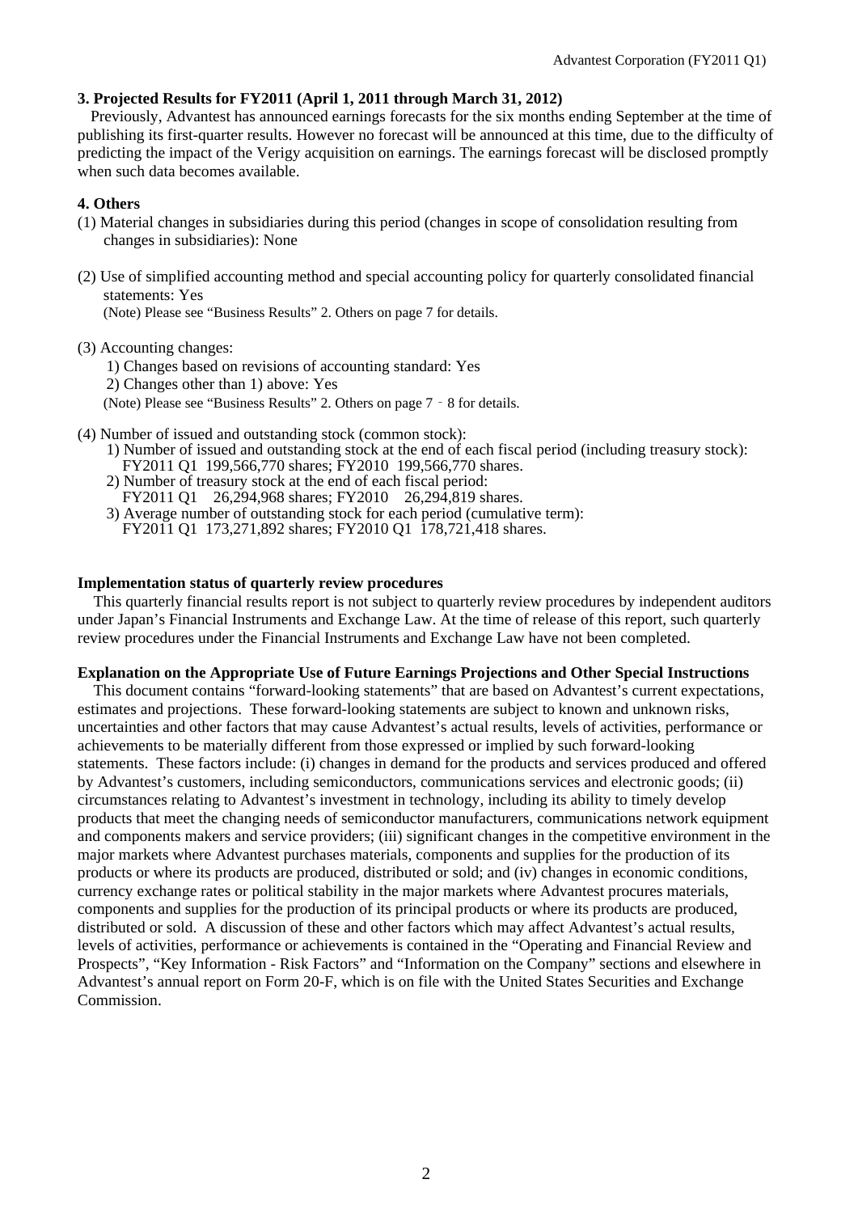### 3. Projected Results for FY2011 (April 1, 2011 through March 31, 2012)

Previously, Advantest has announced earnings forecasts for the six months ending September at the time of publishing its first-quarter results. However no forecast will be announced at this time, due to the difficulty of predicting the impact of the Verigy acquisition on earnings. The earnings forecast will be disclosed promptly when such data becomes available.

### 4. Others

(1) Material changes in subsidiaries during this period (changes in scope of consolidation resulting from changes in subsidiaries): None

(2) Use of simplified accounting method and special accounting policy for quarterly consolidated financial statements: Yes
(Note) Please see "Business Results" 2. Others on page 7 for details.

(3) Accounting changes:
1) Changes based on revisions of accounting standard: Yes
2) Changes other than 1) above: Yes
(Note) Please see "Business Results" 2. Others on page 7 – 8 for details.

(4) Number of issued and outstanding stock (common stock):
1) Number of issued and outstanding stock at the end of each fiscal period (including treasury stock): FY2011 Q1 199,566,770 shares; FY2010 199,566,770 shares.
2) Number of treasury stock at the end of each fiscal period: FY2011 Q1 26,294,968 shares; FY2010 26,294,819 shares.
3) Average number of outstanding stock for each period (cumulative term): FY2011 Q1 173,271,892 shares; FY2010 Q1 178,721,418 shares.

**Implementation status of quarterly review procedures**

This quarterly financial results report is not subject to quarterly review procedures by independent auditors under Japan's Financial Instruments and Exchange Law. At the time of release of this report, such quarterly review procedures under the Financial Instruments and Exchange Law have not been completed.

**Explanation on the Appropriate Use of Future Earnings Projections and Other Special Instructions**

This document contains "forward-looking statements" that are based on Advantest's current expectations, estimates and projections. These forward-looking statements are subject to known and unknown risks, uncertainties and other factors that may cause Advantest's actual results, levels of activities, performance or achievements to be materially different from those expressed or implied by such forward-looking statements. These factors include: (i) changes in demand for the products and services produced and offered by Advantest's customers, including semiconductors, communications services and electronic goods; (ii) circumstances relating to Advantest's investment in technology, including its ability to timely develop products that meet the changing needs of semiconductor manufacturers, communications network equipment and components makers and service providers; (iii) significant changes in the competitive environment in the major markets where Advantest purchases materials, components and supplies for the production of its products or where its products are produced, distributed or sold; and (iv) changes in economic conditions, currency exchange rates or political stability in the major markets where Advantest procures materials, components and supplies for the production of its principal products or where its products are produced, distributed or sold. A discussion of these and other factors which may affect Advantest's actual results, levels of activities, performance or achievements is contained in the "Operating and Financial Review and Prospects", "Key Information - Risk Factors" and "Information on the Company" sections and elsewhere in Advantest's annual report on Form 20-F, which is on file with the United States Securities and Exchange Commission.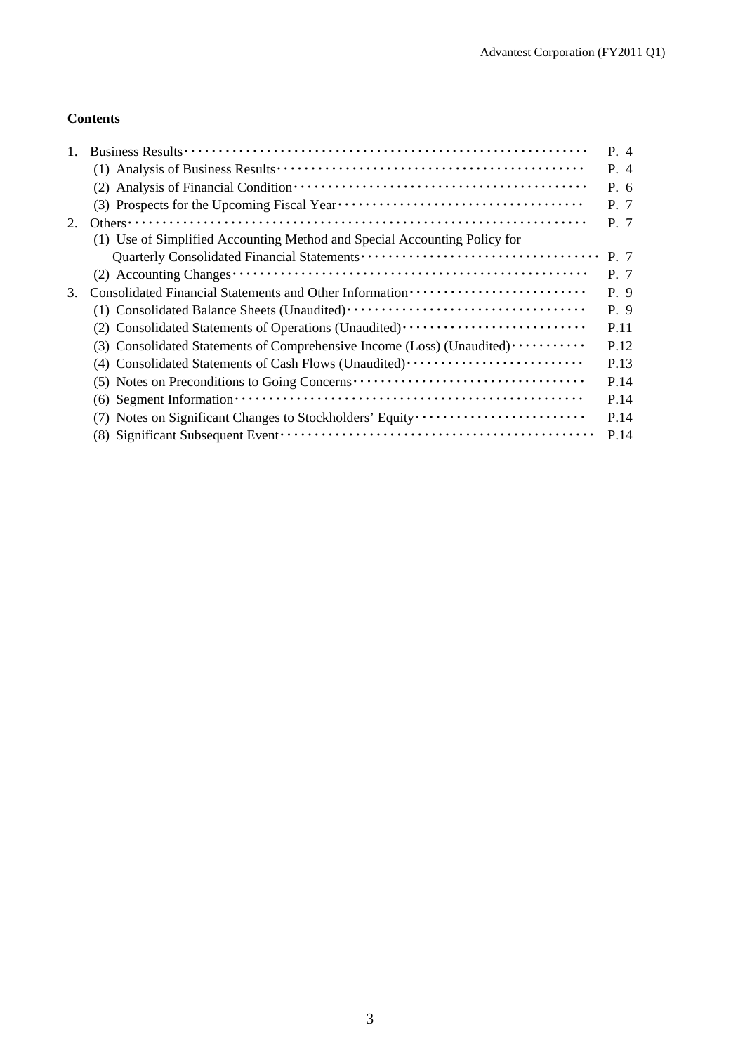## Contents

1. Business Results ........................................................ P. 4
   (1) Analysis of Business Results ........................................ P. 4
   (2) Analysis of Financial Condition ..................................... P. 6
   (3) Prospects for the Upcoming Fiscal Year .............................. P. 7
2. Others ................................................................... P. 7
   (1) Use of Simplified Accounting Method and Special Accounting Policy for Quarterly Consolidated Financial Statements ........ P. 7
   (2) Accounting Changes .................................................. P. 7
3. Consolidated Financial Statements and Other Information ................. P. 9
   (1) Consolidated Balance Sheets (Unaudited) ............................. P. 9
   (2) Consolidated Statements of Operations (Unaudited) ................... P.11
   (3) Consolidated Statements of Comprehensive Income (Loss) (Unaudited) .. P.12
   (4) Consolidated Statements of Cash Flows (Unaudited) ................... P.13
   (5) Notes on Preconditions to Going Concerns ............................ P.14
   (6) Segment Information ................................................. P.14
   (7) Notes on Significant Changes to Stockholders' Equity ................ P.14
   (8) Significant Subsequent Event ........................................ P.14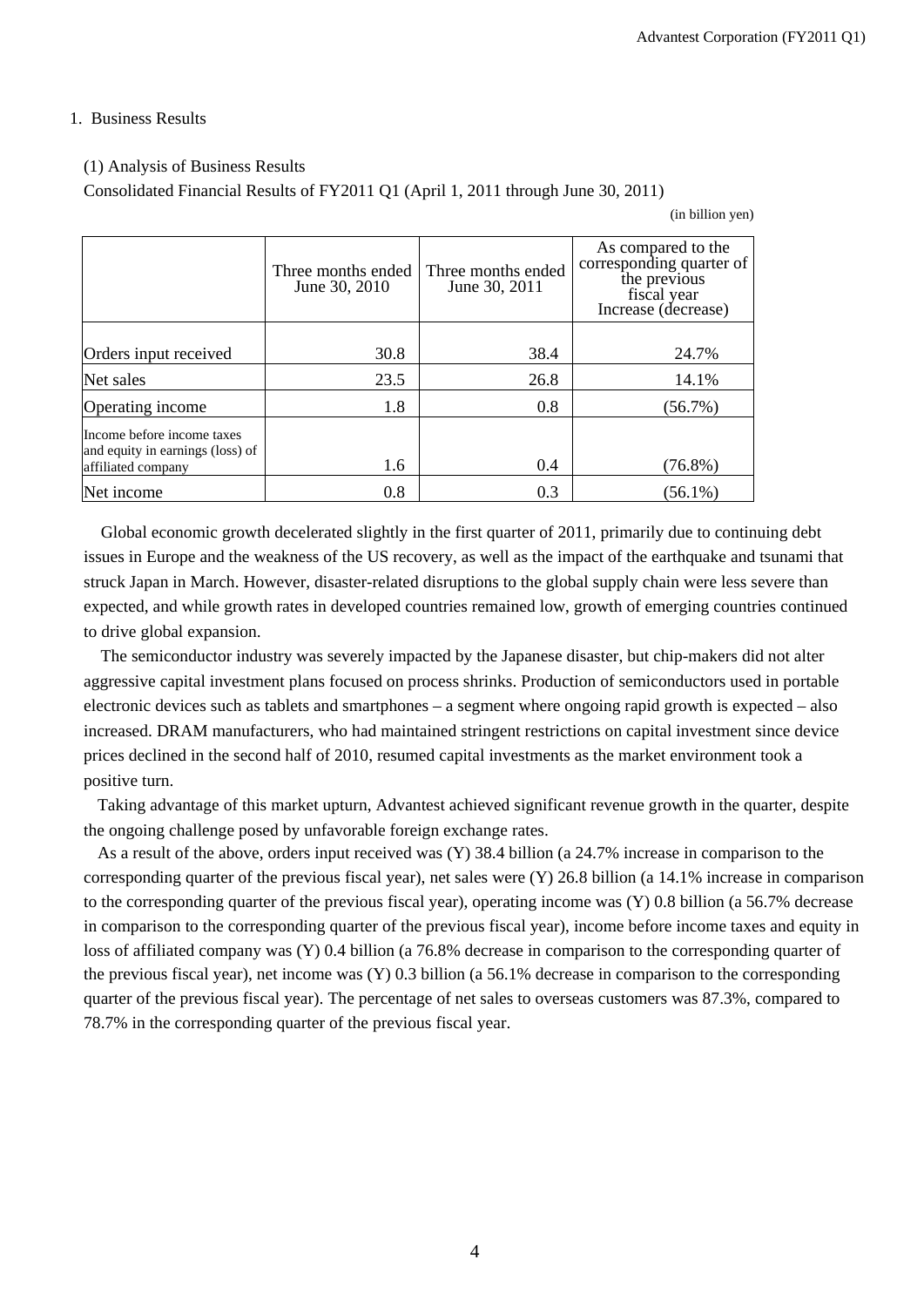## 1. Business Results

### (1) Analysis of Business Results

Consolidated Financial Results of FY2011 Q1 (April 1, 2011 through June 30, 2011)

(in billion yen)

| | Three months ended June 30, 2010 | Three months ended June 30, 2011 | As compared to the corresponding quarter of the previous fiscal year Increase (decrease) |
|---|---|---|---|
| Orders input received | 30.8 | 38.4 | 24.7% |
| Net sales | 23.5 | 26.8 | 14.1% |
| Operating income | 1.8 | 0.8 | (56.7%) |
| Income before income taxes and equity in earnings (loss) of affiliated company | 1.6 | 0.4 | (76.8%) |
| Net income | 0.8 | 0.3 | (56.1%) |

Global economic growth decelerated slightly in the first quarter of 2011, primarily due to continuing debt issues in Europe and the weakness of the US recovery, as well as the impact of the earthquake and tsunami that struck Japan in March. However, disaster-related disruptions to the global supply chain were less severe than expected, and while growth rates in developed countries remained low, growth of emerging countries continued to drive global expansion.

The semiconductor industry was severely impacted by the Japanese disaster, but chip-makers did not alter aggressive capital investment plans focused on process shrinks. Production of semiconductors used in portable electronic devices such as tablets and smartphones – a segment where ongoing rapid growth is expected – also increased. DRAM manufacturers, who had maintained stringent restrictions on capital investment since device prices declined in the second half of 2010, resumed capital investments as the market environment took a positive turn.

Taking advantage of this market upturn, Advantest achieved significant revenue growth in the quarter, despite the ongoing challenge posed by unfavorable foreign exchange rates.

As a result of the above, orders input received was (Y) 38.4 billion (a 24.7% increase in comparison to the corresponding quarter of the previous fiscal year), net sales were (Y) 26.8 billion (a 14.1% increase in comparison to the corresponding quarter of the previous fiscal year), operating income was (Y) 0.8 billion (a 56.7% decrease in comparison to the corresponding quarter of the previous fiscal year), income before income taxes and equity in loss of affiliated company was (Y) 0.4 billion (a 76.8% decrease in comparison to the corresponding quarter of the previous fiscal year), net income was (Y) 0.3 billion (a 56.1% decrease in comparison to the corresponding quarter of the previous fiscal year). The percentage of net sales to overseas customers was 87.3%, compared to 78.7% in the corresponding quarter of the previous fiscal year.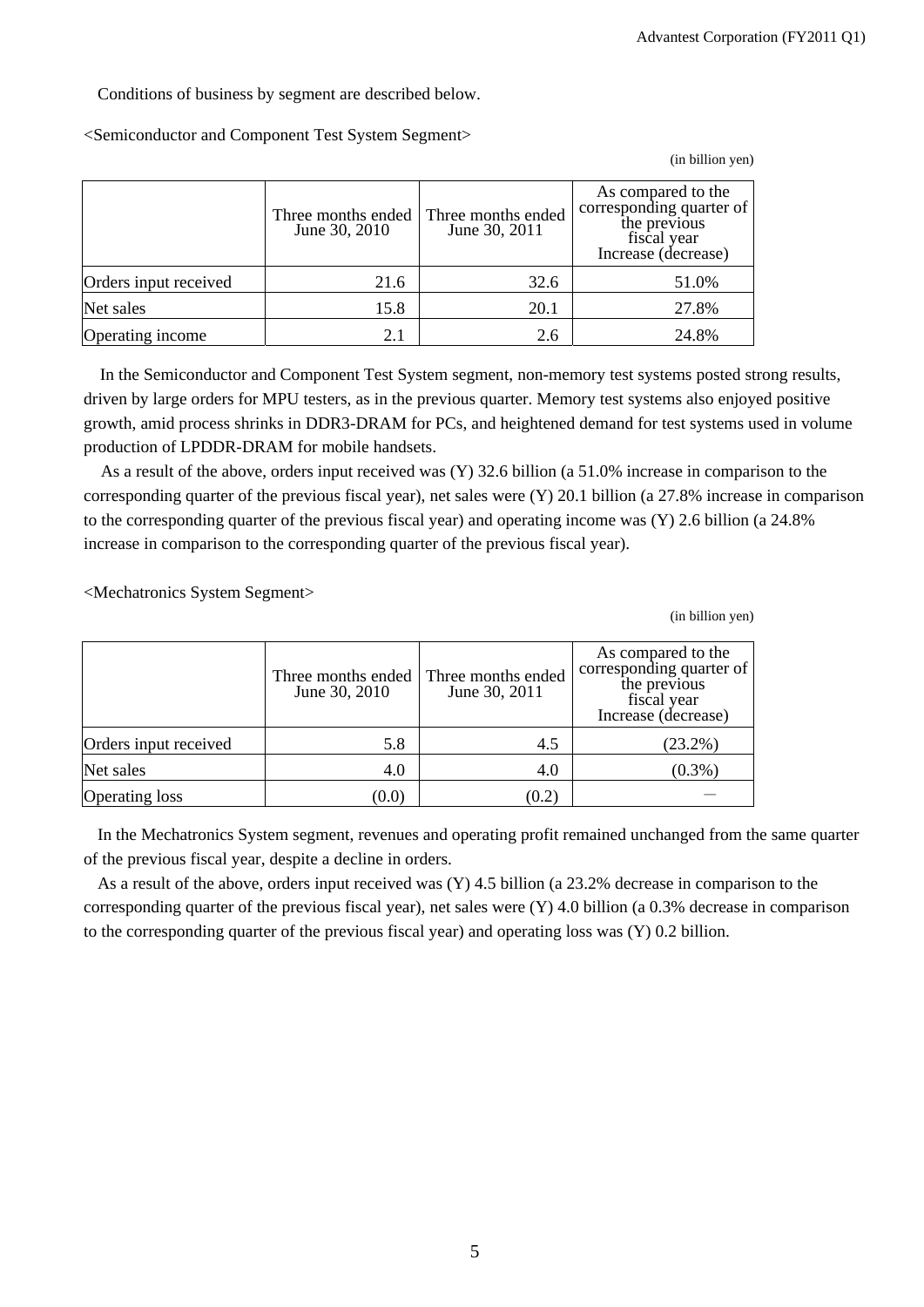Conditions of business by segment are described below.

<Semiconductor and Component Test System Segment>

(in billion yen)

| | Three months ended June 30, 2010 | Three months ended June 30, 2011 | As compared to the corresponding quarter of the previous fiscal year Increase (decrease) |
|---|---|---|---|
| Orders input received | 21.6 | 32.6 | 51.0% |
| Net sales | 15.8 | 20.1 | 27.8% |
| Operating income | 2.1 | 2.6 | 24.8% |

In the Semiconductor and Component Test System segment, non-memory test systems posted strong results, driven by large orders for MPU testers, as in the previous quarter. Memory test systems also enjoyed positive growth, amid process shrinks in DDR3-DRAM for PCs, and heightened demand for test systems used in volume production of LPDDR-DRAM for mobile handsets.

As a result of the above, orders input received was (Y) 32.6 billion (a 51.0% increase in comparison to the corresponding quarter of the previous fiscal year), net sales were (Y) 20.1 billion (a 27.8% increase in comparison to the corresponding quarter of the previous fiscal year) and operating income was (Y) 2.6 billion (a 24.8% increase in comparison to the corresponding quarter of the previous fiscal year).

<Mechatronics System Segment>

(in billion yen)

| | Three months ended June 30, 2010 | Three months ended June 30, 2011 | As compared to the corresponding quarter of the previous fiscal year Increase (decrease) |
|---|---|---|---|
| Orders input received | 5.8 | 4.5 | (23.2%) |
| Net sales | 4.0 | 4.0 | (0.3%) |
| Operating loss | (0.0) | (0.2) | — |

In the Mechatronics System segment, revenues and operating profit remained unchanged from the same quarter of the previous fiscal year, despite a decline in orders.

As a result of the above, orders input received was (Y) 4.5 billion (a 23.2% decrease in comparison to the corresponding quarter of the previous fiscal year), net sales were (Y) 4.0 billion (a 0.3% decrease in comparison to the corresponding quarter of the previous fiscal year) and operating loss was (Y) 0.2 billion.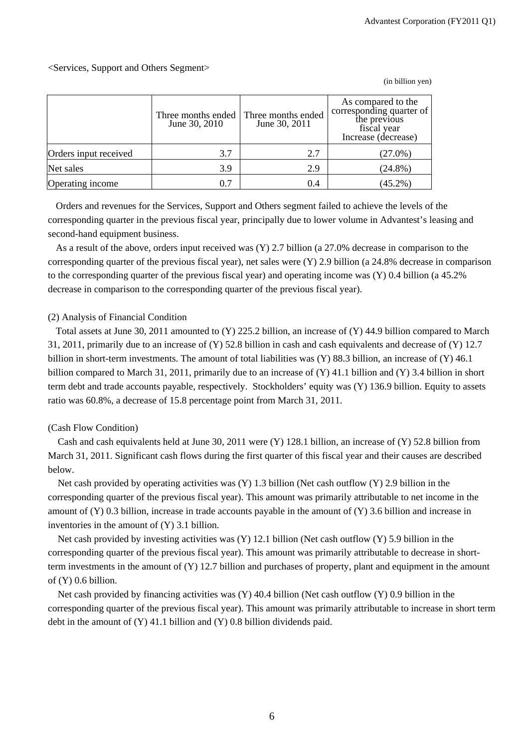<Services, Support and Others Segment>

(in billion yen)

| | Three months ended June 30, 2010 | Three months ended June 30, 2011 | As compared to the corresponding quarter of the previous fiscal year Increase (decrease) |
|---|---|---|---|
| Orders input received | 3.7 | 2.7 | (27.0%) |
| Net sales | 3.9 | 2.9 | (24.8%) |
| Operating income | 0.7 | 0.4 | (45.2%) |

Orders and revenues for the Services, Support and Others segment failed to achieve the levels of the corresponding quarter in the previous fiscal year, principally due to lower volume in Advantest's leasing and second-hand equipment business.

As a result of the above, orders input received was (Y) 2.7 billion (a 27.0% decrease in comparison to the corresponding quarter of the previous fiscal year), net sales were (Y) 2.9 billion (a 24.8% decrease in comparison to the corresponding quarter of the previous fiscal year) and operating income was (Y) 0.4 billion (a 45.2% decrease in comparison to the corresponding quarter of the previous fiscal year).

(2) Analysis of Financial Condition

Total assets at June 30, 2011 amounted to (Y) 225.2 billion, an increase of (Y) 44.9 billion compared to March 31, 2011, primarily due to an increase of (Y) 52.8 billion in cash and cash equivalents and decrease of (Y) 12.7 billion in short-term investments. The amount of total liabilities was (Y) 88.3 billion, an increase of (Y) 46.1 billion compared to March 31, 2011, primarily due to an increase of (Y) 41.1 billion and (Y) 3.4 billion in short term debt and trade accounts payable, respectively. Stockholders' equity was (Y) 136.9 billion. Equity to assets ratio was 60.8%, a decrease of 15.8 percentage point from March 31, 2011.

(Cash Flow Condition)

Cash and cash equivalents held at June 30, 2011 were (Y) 128.1 billion, an increase of (Y) 52.8 billion from March 31, 2011. Significant cash flows during the first quarter of this fiscal year and their causes are described below.

Net cash provided by operating activities was (Y) 1.3 billion (Net cash outflow (Y) 2.9 billion in the corresponding quarter of the previous fiscal year). This amount was primarily attributable to net income in the amount of (Y) 0.3 billion, increase in trade accounts payable in the amount of (Y) 3.6 billion and increase in inventories in the amount of (Y) 3.1 billion.

Net cash provided by investing activities was (Y) 12.1 billion (Net cash outflow (Y) 5.9 billion in the corresponding quarter of the previous fiscal year). This amount was primarily attributable to decrease in short-term investments in the amount of (Y) 12.7 billion and purchases of property, plant and equipment in the amount of (Y) 0.6 billion.

Net cash provided by financing activities was (Y) 40.4 billion (Net cash outflow (Y) 0.9 billion in the corresponding quarter of the previous fiscal year). This amount was primarily attributable to increase in short term debt in the amount of (Y) 41.1 billion and (Y) 0.8 billion dividends paid.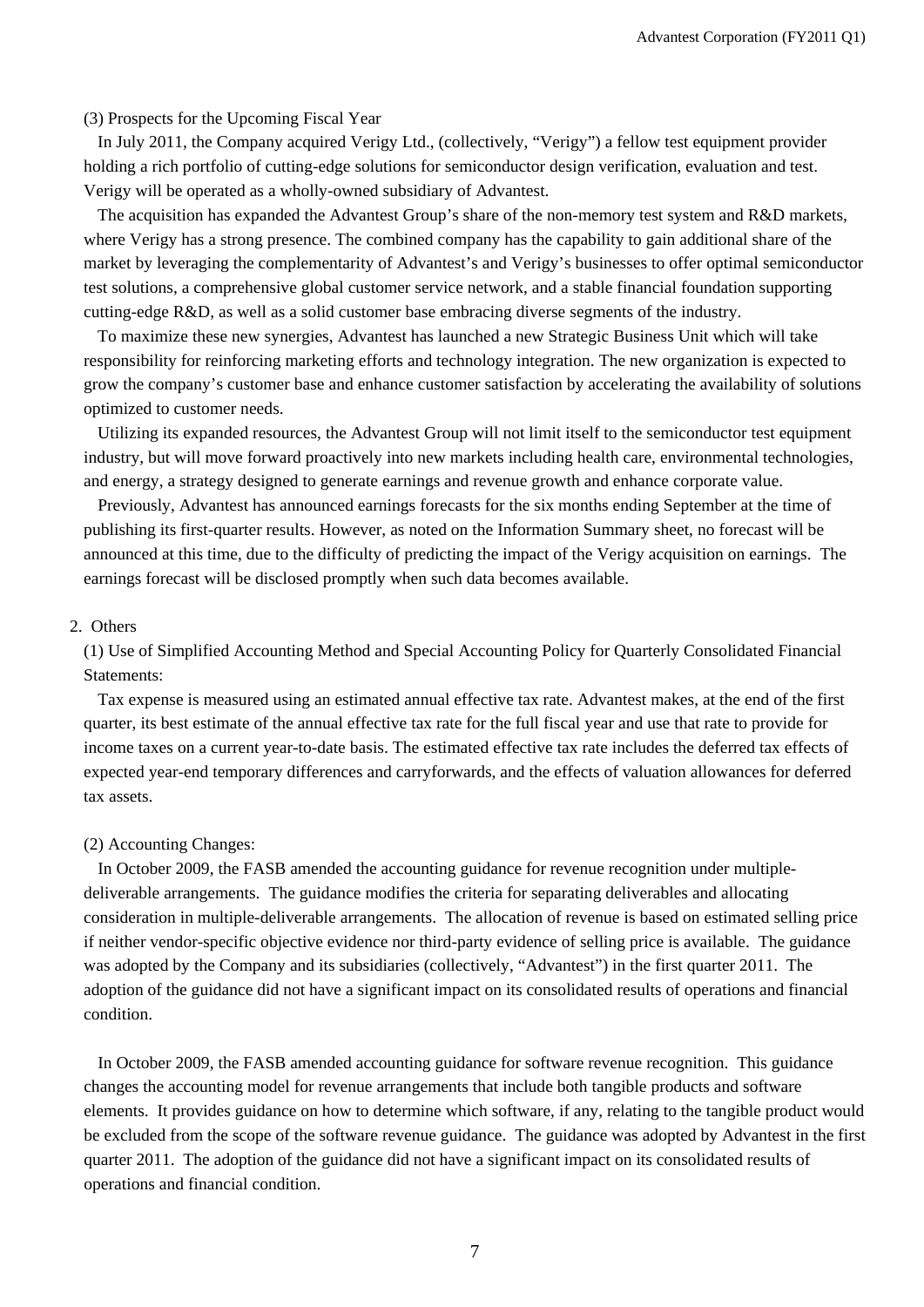### (3) Prospects for the Upcoming Fiscal Year

In July 2011, the Company acquired Verigy Ltd., (collectively, “Verigy”) a fellow test equipment provider holding a rich portfolio of cutting-edge solutions for semiconductor design verification, evaluation and test. Verigy will be operated as a wholly-owned subsidiary of Advantest.

The acquisition has expanded the Advantest Group’s share of the non-memory test system and R&D markets, where Verigy has a strong presence. The combined company has the capability to gain additional share of the market by leveraging the complementarity of Advantest’s and Verigy’s businesses to offer optimal semiconductor test solutions, a comprehensive global customer service network, and a stable financial foundation supporting cutting-edge R&D, as well as a solid customer base embracing diverse segments of the industry.

To maximize these new synergies, Advantest has launched a new Strategic Business Unit which will take responsibility for reinforcing marketing efforts and technology integration. The new organization is expected to grow the company’s customer base and enhance customer satisfaction by accelerating the availability of solutions optimized to customer needs.

Utilizing its expanded resources, the Advantest Group will not limit itself to the semiconductor test equipment industry, but will move forward proactively into new markets including health care, environmental technologies, and energy, a strategy designed to generate earnings and revenue growth and enhance corporate value.

Previously, Advantest has announced earnings forecasts for the six months ending September at the time of publishing its first-quarter results. However, as noted on the Information Summary sheet, no forecast will be announced at this time, due to the difficulty of predicting the impact of the Verigy acquisition on earnings. The earnings forecast will be disclosed promptly when such data becomes available.

## 2. Others

### (1) Use of Simplified Accounting Method and Special Accounting Policy for Quarterly Consolidated Financial Statements:

Tax expense is measured using an estimated annual effective tax rate. Advantest makes, at the end of the first quarter, its best estimate of the annual effective tax rate for the full fiscal year and use that rate to provide for income taxes on a current year-to-date basis. The estimated effective tax rate includes the deferred tax effects of expected year-end temporary differences and carryforwards, and the effects of valuation allowances for deferred tax assets.

### (2) Accounting Changes:

In October 2009, the FASB amended the accounting guidance for revenue recognition under multiple-deliverable arrangements. The guidance modifies the criteria for separating deliverables and allocating consideration in multiple-deliverable arrangements. The allocation of revenue is based on estimated selling price if neither vendor-specific objective evidence nor third-party evidence of selling price is available. The guidance was adopted by the Company and its subsidiaries (collectively, “Advantest”) in the first quarter 2011. The adoption of the guidance did not have a significant impact on its consolidated results of operations and financial condition.

In October 2009, the FASB amended accounting guidance for software revenue recognition. This guidance changes the accounting model for revenue arrangements that include both tangible products and software elements. It provides guidance on how to determine which software, if any, relating to the tangible product would be excluded from the scope of the software revenue guidance. The guidance was adopted by Advantest in the first quarter 2011. The adoption of the guidance did not have a significant impact on its consolidated results of operations and financial condition.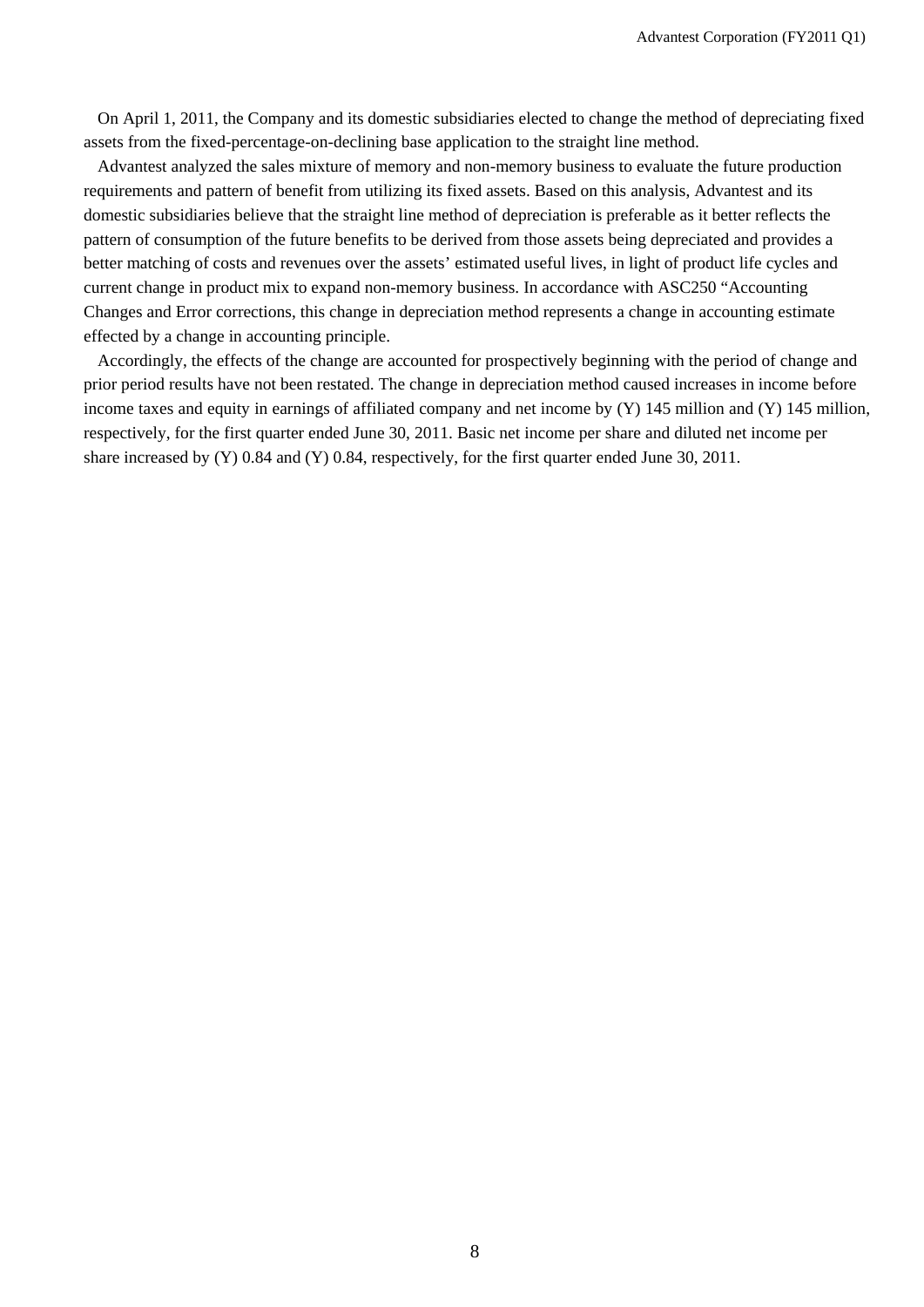On April 1, 2011, the Company and its domestic subsidiaries elected to change the method of depreciating fixed assets from the fixed-percentage-on-declining base application to the straight line method.

Advantest analyzed the sales mixture of memory and non-memory business to evaluate the future production requirements and pattern of benefit from utilizing its fixed assets. Based on this analysis, Advantest and its domestic subsidiaries believe that the straight line method of depreciation is preferable as it better reflects the pattern of consumption of the future benefits to be derived from those assets being depreciated and provides a better matching of costs and revenues over the assets' estimated useful lives, in light of product life cycles and current change in product mix to expand non-memory business. In accordance with ASC250 "Accounting Changes and Error corrections, this change in depreciation method represents a change in accounting estimate effected by a change in accounting principle.

Accordingly, the effects of the change are accounted for prospectively beginning with the period of change and prior period results have not been restated. The change in depreciation method caused increases in income before income taxes and equity in earnings of affiliated company and net income by (Y) 145 million and (Y) 145 million, respectively, for the first quarter ended June 30, 2011. Basic net income per share and diluted net income per share increased by (Y) 0.84 and (Y) 0.84, respectively, for the first quarter ended June 30, 2011.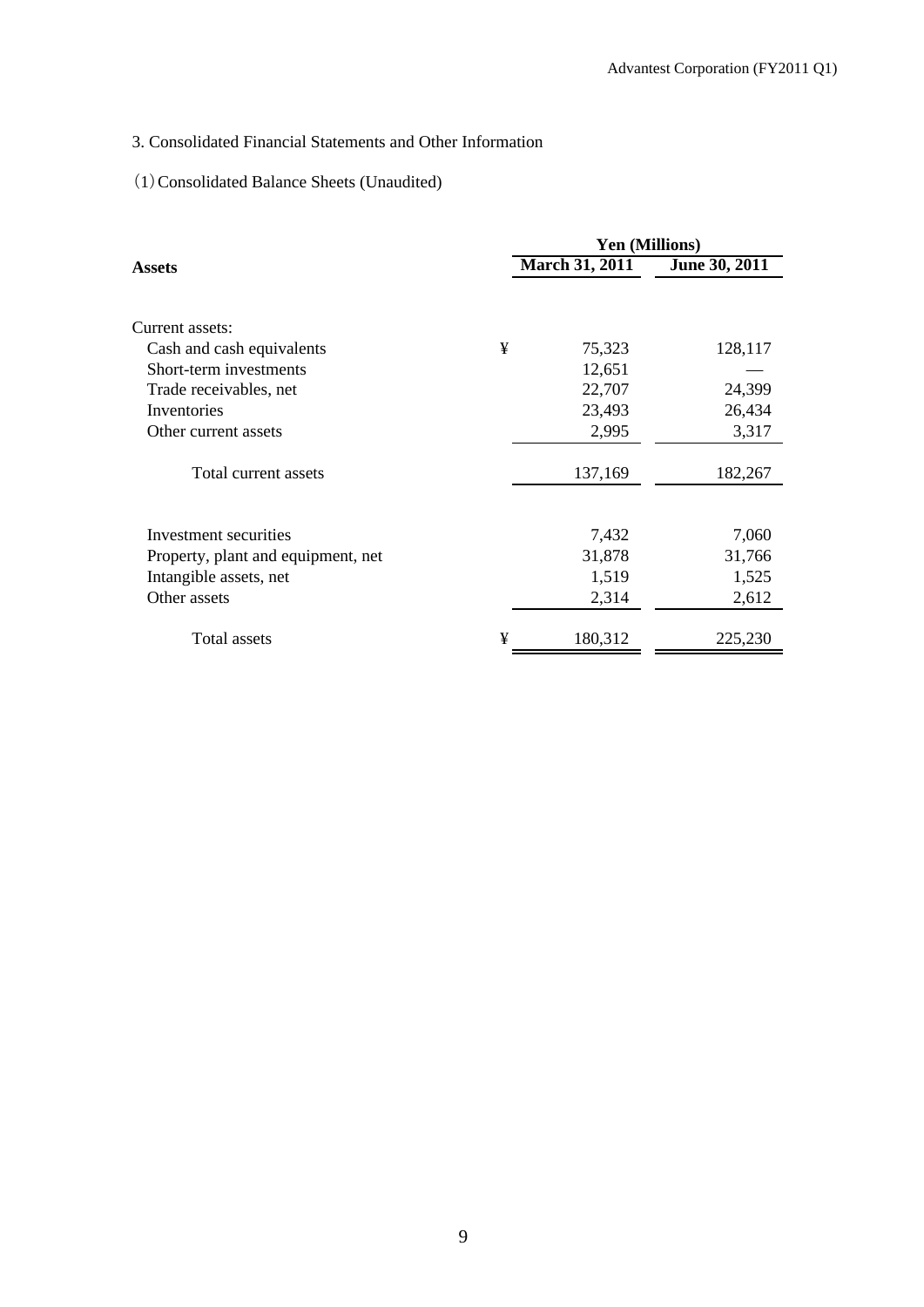3. Consolidated Financial Statements and Other Information

(1) Consolidated Balance Sheets (Unaudited)

| Assets | | Yen (Millions) | |
|---|---|---|---|
| | | March 31, 2011 | June 30, 2011 |
| Current assets: | | | |
| Cash and cash equivalents | ¥ | 75,323 | 128,117 |
| Short-term investments | | 12,651 | — |
| Trade receivables, net | | 22,707 | 24,399 |
| Inventories | | 23,493 | 26,434 |
| Other current assets | | 2,995 | 3,317 |
| Total current assets | | 137,169 | 182,267 |
| Investment securities | | 7,432 | 7,060 |
| Property, plant and equipment, net | | 31,878 | 31,766 |
| Intangible assets, net | | 1,519 | 1,525 |
| Other assets | | 2,314 | 2,612 |
| Total assets | ¥ | 180,312 | 225,230 |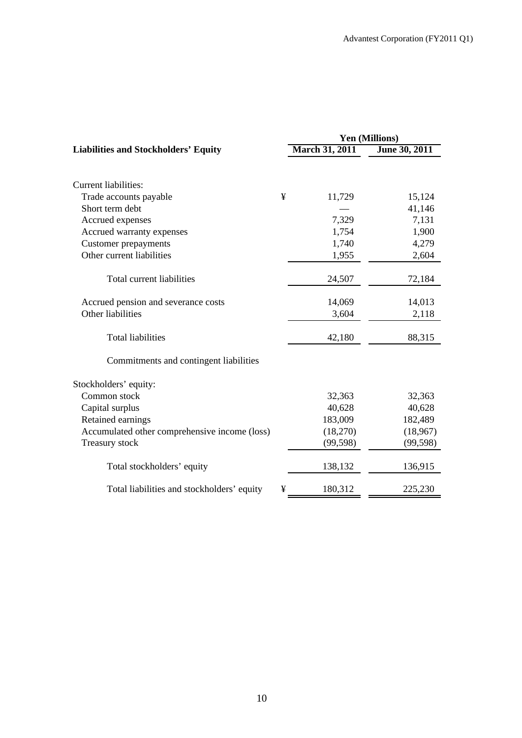| Liabilities and Stockholders' Equity | Yen (Millions) | |
|---|---|---|
| | March 31, 2011 | June 30, 2011 |
| Current liabilities: | | |
| Trade accounts payable | ¥ 11,729 | 15,124 |
| Short term debt | — | 41,146 |
| Accrued expenses | 7,329 | 7,131 |
| Accrued warranty expenses | 1,754 | 1,900 |
| Customer prepayments | 1,740 | 4,279 |
| Other current liabilities | 1,955 | 2,604 |
| Total current liabilities | 24,507 | 72,184 |
| Accrued pension and severance costs | 14,069 | 14,013 |
| Other liabilities | 3,604 | 2,118 |
| Total liabilities | 42,180 | 88,315 |
| Commitments and contingent liabilities | | |
| Stockholders' equity: | | |
| Common stock | 32,363 | 32,363 |
| Capital surplus | 40,628 | 40,628 |
| Retained earnings | 183,009 | 182,489 |
| Accumulated other comprehensive income (loss) | (18,270) | (18,967) |
| Treasury stock | (99,598) | (99,598) |
| Total stockholders' equity | 138,132 | 136,915 |
| Total liabilities and stockholders' equity | ¥ 180,312 | 225,230 |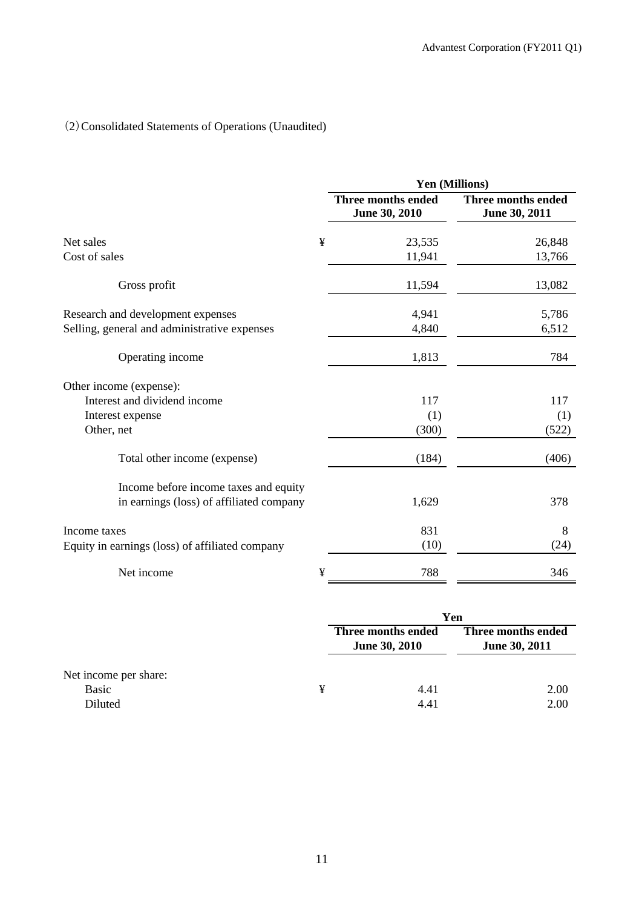（2）Consolidated Statements of Operations (Unaudited)

| | Yen (Millions) | |
|---|---|---|
| | Three months ended June 30, 2010 | Three months ended June 30, 2011 |
| Net sales | ¥ 23,535 | 26,848 |
| Cost of sales | 11,941 | 13,766 |
| Gross profit | 11,594 | 13,082 |
| Research and development expenses | 4,941 | 5,786 |
| Selling, general and administrative expenses | 4,840 | 6,512 |
| Operating income | 1,813 | 784 |
| Other income (expense): | | |
| Interest and dividend income | 117 | 117 |
| Interest expense | (1) | (1) |
| Other, net | (300) | (522) |
| Total other income (expense) | (184) | (406) |
| Income before income taxes and equity in earnings (loss) of affiliated company | 1,629 | 378 |
| Income taxes | 831 | 8 |
| Equity in earnings (loss) of affiliated company | (10) | (24) |
| Net income | ¥ 788 | 346 |

| | Yen | |
|---|---|---|
| | Three months ended June 30, 2010 | Three months ended June 30, 2011 |
| Net income per share: | | |
| Basic | ¥ 4.41 | 2.00 |
| Diluted | 4.41 | 2.00 |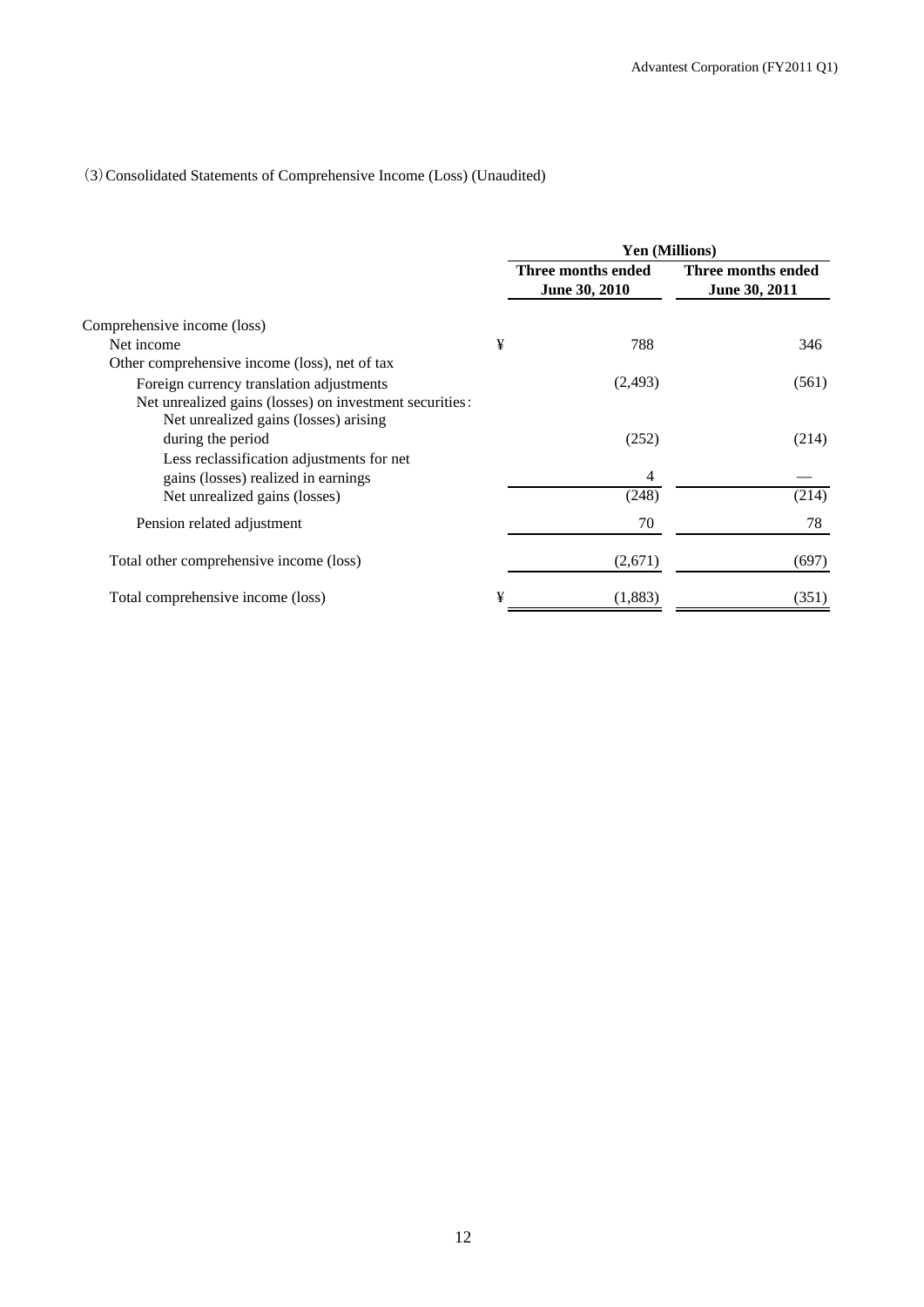(3) Consolidated Statements of Comprehensive Income (Loss) (Unaudited)

| | Yen (Millions) | |
|---|---|---|
| | Three months ended June 30, 2010 | Three months ended June 30, 2011 |
| Comprehensive income (loss) | | |
| Net income | ¥ 788 | 346 |
| Other comprehensive income (loss), net of tax | | |
| Foreign currency translation adjustments | (2,493) | (561) |
| Net unrealized gains (losses) on investment securities: | | |
| Net unrealized gains (losses) arising during the period | (252) | (214) |
| Less reclassification adjustments for net gains (losses) realized in earnings | 4 | — |
| Net unrealized gains (losses) | (248) | (214) |
| Pension related adjustment | 70 | 78 |
| Total other comprehensive income (loss) | (2,671) | (697) |
| Total comprehensive income (loss) | ¥ (1,883) | (351) |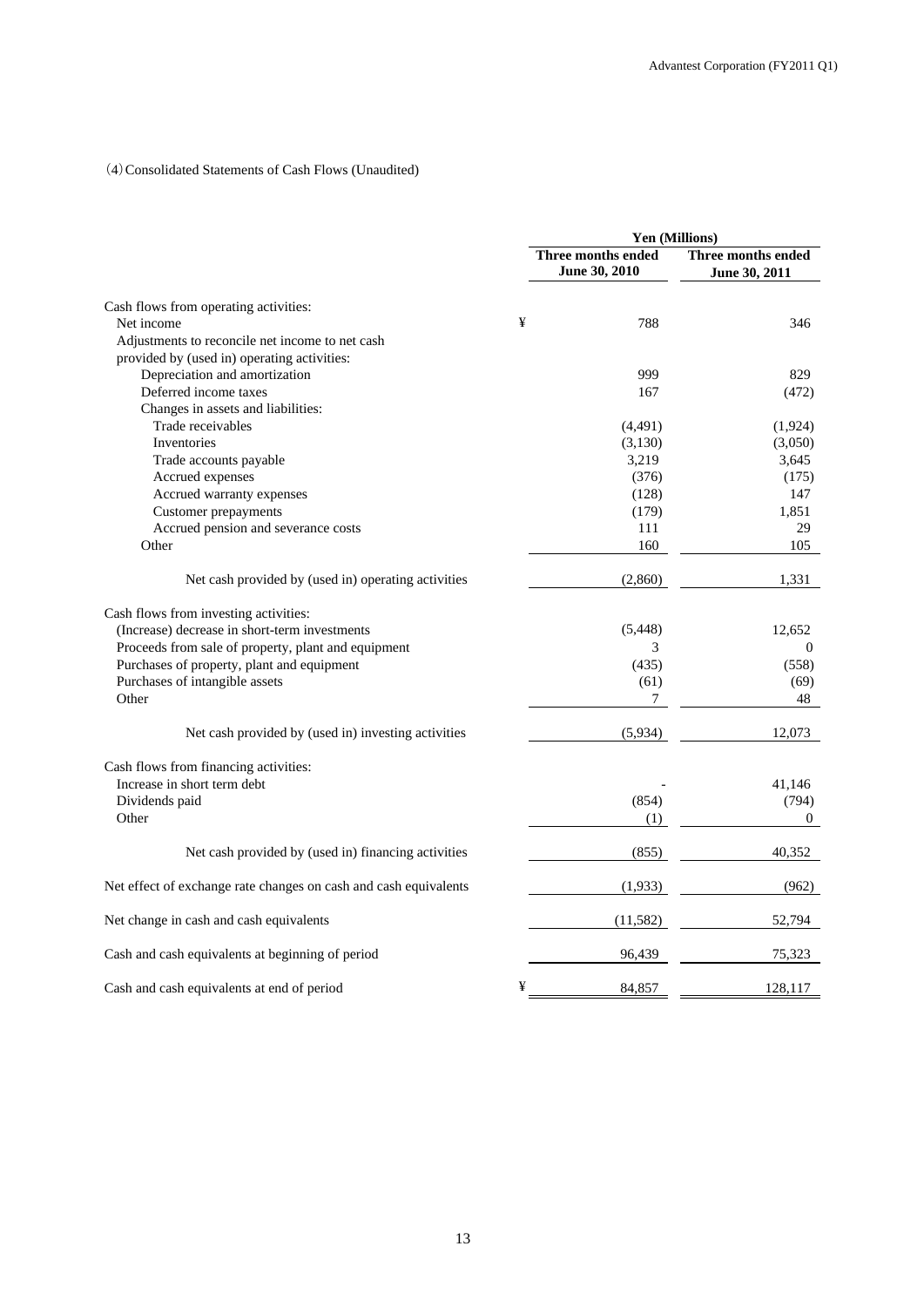（4）Consolidated Statements of Cash Flows (Unaudited)

| | Yen (Millions) | |
|---|---|---|
| | Three months ended June 30, 2010 | Three months ended June 30, 2011 |
| Cash flows from operating activities: | | |
| Net income | ¥ 788 | 346 |
| Adjustments to reconcile net income to net cash provided by (used in) operating activities: | | |
| Depreciation and amortization | 999 | 829 |
| Deferred income taxes | 167 | (472) |
| Changes in assets and liabilities: | | |
| Trade receivables | (4,491) | (1,924) |
| Inventories | (3,130) | (3,050) |
| Trade accounts payable | 3,219 | 3,645 |
| Accrued expenses | (376) | (175) |
| Accrued warranty expenses | (128) | 147 |
| Customer prepayments | (179) | 1,851 |
| Accrued pension and severance costs | 111 | 29 |
| Other | 160 | 105 |
| Net cash provided by (used in) operating activities | (2,860) | 1,331 |
| Cash flows from investing activities: | | |
| (Increase) decrease in short-term investments | (5,448) | 12,652 |
| Proceeds from sale of property, plant and equipment | 3 | 0 |
| Purchases of property, plant and equipment | (435) | (558) |
| Purchases of intangible assets | (61) | (69) |
| Other | 7 | 48 |
| Net cash provided by (used in) investing activities | (5,934) | 12,073 |
| Cash flows from financing activities: | | |
| Increase in short term debt | - | 41,146 |
| Dividends paid | (854) | (794) |
| Other | (1) | 0 |
| Net cash provided by (used in) financing activities | (855) | 40,352 |
| Net effect of exchange rate changes on cash and cash equivalents | (1,933) | (962) |
| Net change in cash and cash equivalents | (11,582) | 52,794 |
| Cash and cash equivalents at beginning of period | 96,439 | 75,323 |
| Cash and cash equivalents at end of period | ¥ 84,857 | 128,117 |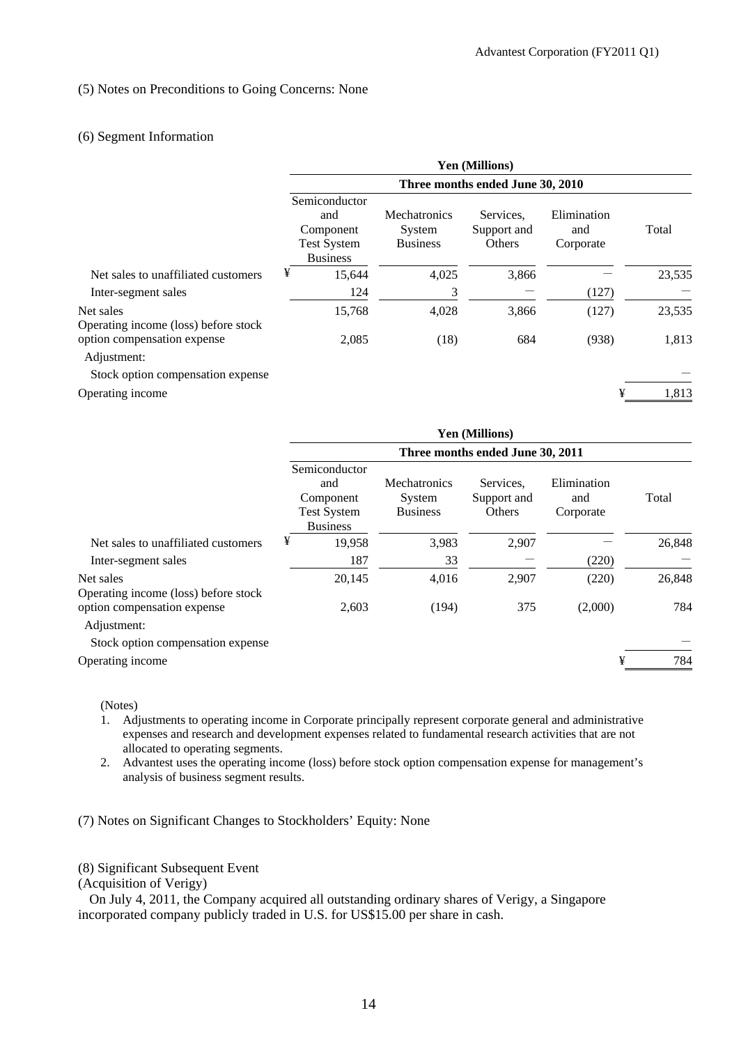(5) Notes on Preconditions to Going Concerns: None

(6) Segment Information

| | Yen (Millions) | | | | |
|---|---|---|---|---|---|
| | Three months ended June 30, 2010 | | | | |
| | Semiconductor and Component Test System Business | Mechatronics System Business | Services, Support and Others | Elimination and Corporate | Total |
| Net sales to unaffiliated customers | ¥ 15,644 | 4,025 | 3,866 | ― | 23,535 |
| Inter-segment sales | 124 | 3 | ― | (127) | ― |
| Net sales | 15,768 | 4,028 | 3,866 | (127) | 23,535 |
| Operating income (loss) before stock option compensation expense | 2,085 | (18) | 684 | (938) | 1,813 |
| Adjustment: | | | | | |
| Stock option compensation expense | | | | | ― |
| Operating income | | | | | ¥ 1,813 |

| | Yen (Millions) | | | | |
|---|---|---|---|---|---|
| | Three months ended June 30, 2011 | | | | |
| | Semiconductor and Component Test System Business | Mechatronics System Business | Services, Support and Others | Elimination and Corporate | Total |
| Net sales to unaffiliated customers | ¥ 19,958 | 3,983 | 2,907 | ― | 26,848 |
| Inter-segment sales | 187 | 33 | ― | (220) | ― |
| Net sales | 20,145 | 4,016 | 2,907 | (220) | 26,848 |
| Operating income (loss) before stock option compensation expense | 2,603 | (194) | 375 | (2,000) | 784 |
| Adjustment: | | | | | |
| Stock option compensation expense | | | | | ― |
| Operating income | | | | | ¥ 784 |

(Notes)

1. Adjustments to operating income in Corporate principally represent corporate general and administrative expenses and research and development expenses related to fundamental research activities that are not allocated to operating segments.
2. Advantest uses the operating income (loss) before stock option compensation expense for management's analysis of business segment results.

(7) Notes on Significant Changes to Stockholders' Equity: None

(8) Significant Subsequent Event

(Acquisition of Verigy)

On July 4, 2011, the Company acquired all outstanding ordinary shares of Verigy, a Singapore incorporated company publicly traded in U.S. for US$15.00 per share in cash.